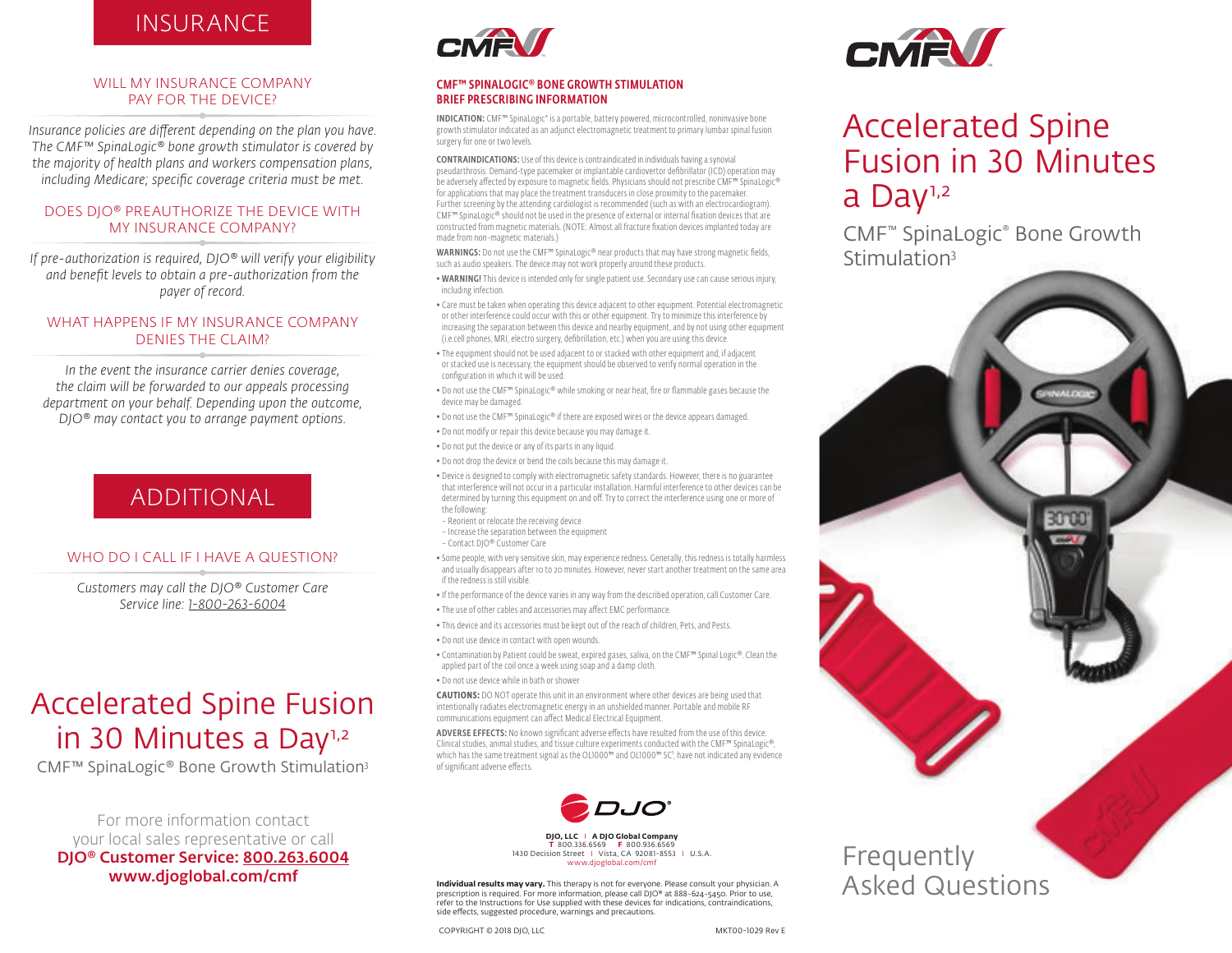# INSURANCE

## WILL MY INSURANCE COMPANY PAY FOR THE DEVICE?

*Insurance policies are different depending on the plan you have. The CMF™ SpinaLogic® bone growth stimulator is covered by the majority of health plans and workers compensation plans, including Medicare; specific coverage criteria must be met.*

## DOES DJO® PREAUTHORIZE THE DEVICE WITH MY INSURANCE COMPANY?

*If pre-authorization is required, DJO® will verify your eligibility and benefit levels to obtain a pre-authorization from the payer of record.*

## WHAT HAPPENS IF MY INSURANCE COMPANY DENIES THE CLAIM?

*In the event the insurance carrier denies coverage, the claim will be forwarded to our appeals processing department on your behalf. Depending upon the outcome, DJO® may contact you to arrange payment options.*

# ADDITIONAL

## WHO DO I CALL IF I HAVE A QUESTION?

*Customers may call the DJO® Customer Care Service line: 1-800-263-6004*

# Accelerated Spine Fusion in 30 Minutes a Day[1,2]

CMF™ SpinaLogic® Bone Growth Stimulation[3]

For more information contact your local sales representative or call
**DJO® Customer Service: 800.263.6004**
**www.djoglobal.com/cmf**

CMF

## CMF™ SPINALOGIC® BONE GROWTH STIMULATION BRIEF PRESCRIBING INFORMATION

**INDICATION:** CMF™ SpinaLogic® is a portable, battery powered, microcontrolled, noninvasive bone growth stimulator indicated as an adjunct electromagnetic treatment to primary lumbar spinal fusion surgery for one or two levels.

**CONTRAINDICATIONS:** Use of this device is contraindicated in individuals having a synovial pseudarthrosis. Demand-type pacemaker or implantable cardiovertor defibrillator (ICD) operation may be adversely affected by exposure to magnetic fields. Physicians should not prescribe CMF™ SpinaLogic® for applications that may place the treatment transducers in close proximity to the pacemaker. Further screening by the attending cardiologist is recommended (such as with an electrocardiogram). CMF™ SpinaLogic® should not be used in the presence of external or internal fixation devices that are constructed from magnetic materials. (NOTE: Almost all fracture fixation devices implanted today are made from non-magnetic materials.)

**WARNINGS:** Do not use the CMF™ SpinaLogic® near products that may have strong magnetic fields, such as audio speakers. The device may not work properly around these products.

- **WARNING!** This device is intended only for single patient use. Secondary use can cause serious injury, including infection.
- Care must be taken when operating this device adjacent to other equipment. Potential electromagnetic or other interference could occur with this or other equipment. Try to minimize this interference by increasing the separation between this device and nearby equipment, and by not using other equipment (i.e.cell phones, MRI, electro surgery, defibrillation, etc.) when you are using this device.
- The equipment should not be used adjacent to or stacked with other equipment and, if adjacent or stacked use is necessary, the equipment should be observed to verify normal operation in the configuration in which it will be used.
- Do not use the CMF™ SpinaLogic® while smoking or near heat, fire or flammable gases because the device may be damaged.
- Do not use the CMF™ SpinaLogic® if there are exposed wires or the device appears damaged.
- Do not modify or repair this device because you may damage it.
- Do not put the device or any of its parts in any liquid.
- Do not drop the device or bend the coils because this may damage it.
- Device is designed to comply with electromagnetic safety standards. However, there is no guarantee that interference will not occur in a particular installation. Harmful interference to other devices can be determined by turning this equipment on and off. Try to correct the interference using one or more of the following:
  - Reorient or relocate the receiving device
  - Increase the separation between the equipment
  - Contact DJO® Customer Care
- Some people, with very sensitive skin, may experience redness. Generally, this redness is totally harmless and usually disappears after 10 to 20 minutes. However, never start another treatment on the same area if the redness is still visible.
- If the performance of the device varies in any way from the described operation, call Customer Care.
- The use of other cables and accessories may affect EMC performance.
- This device and its accessories must be kept out of the reach of children, Pets, and Pests.
- Do not use device in contact with open wounds.
- Contamination by Patient could be sweat, expired gases, saliva, on the CMF™ Spinal Logic®. Clean the applied part of the coil once a week using soap and a damp cloth.
- Do not use device while in bath or shower

**CAUTIONS:** DO NOT operate this unit in an environment where other devices are being used that intentionally radiates electromagnetic energy in an unshielded manner. Portable and mobile RF communications equipment can affect Medical Electrical Equipment.

**ADVERSE EFFECTS:** No known significant adverse effects have resulted from the use of this device. Clinical studies, animal studies, and tissue culture experiments conducted with the CMF™ SpinaLogic®, which has the same treatment signal as the OL1000™ and OL1000™ SC[1], have not indicated any evidence of significant adverse effects.

DJO

**DJO, LLC | A DJO Global Company**
**T** 800.336.6569 **F** 800.936.6569
1430 Decision Street | Vista, CA 92081-8553 | U.S.A.
www.djoglobal.com/cmf

**Individual results may vary.** This therapy is not for everyone. Please consult your physician. A prescription is required. For more information, please call DJO® at 888-624-5450. Prior to use, refer to the Instructions for Use supplied with these devices for indications, contraindications, side effects, suggested procedure, warnings and precautions.

COPYRIGHT © 2018 DJO, LLC

MKT00-1029 Rev E

CMF

# Accelerated Spine Fusion in 30 Minutes a Day[1,2]

CMF™ SpinaLogic® Bone Growth Stimulation[3]

# Frequently Asked Questions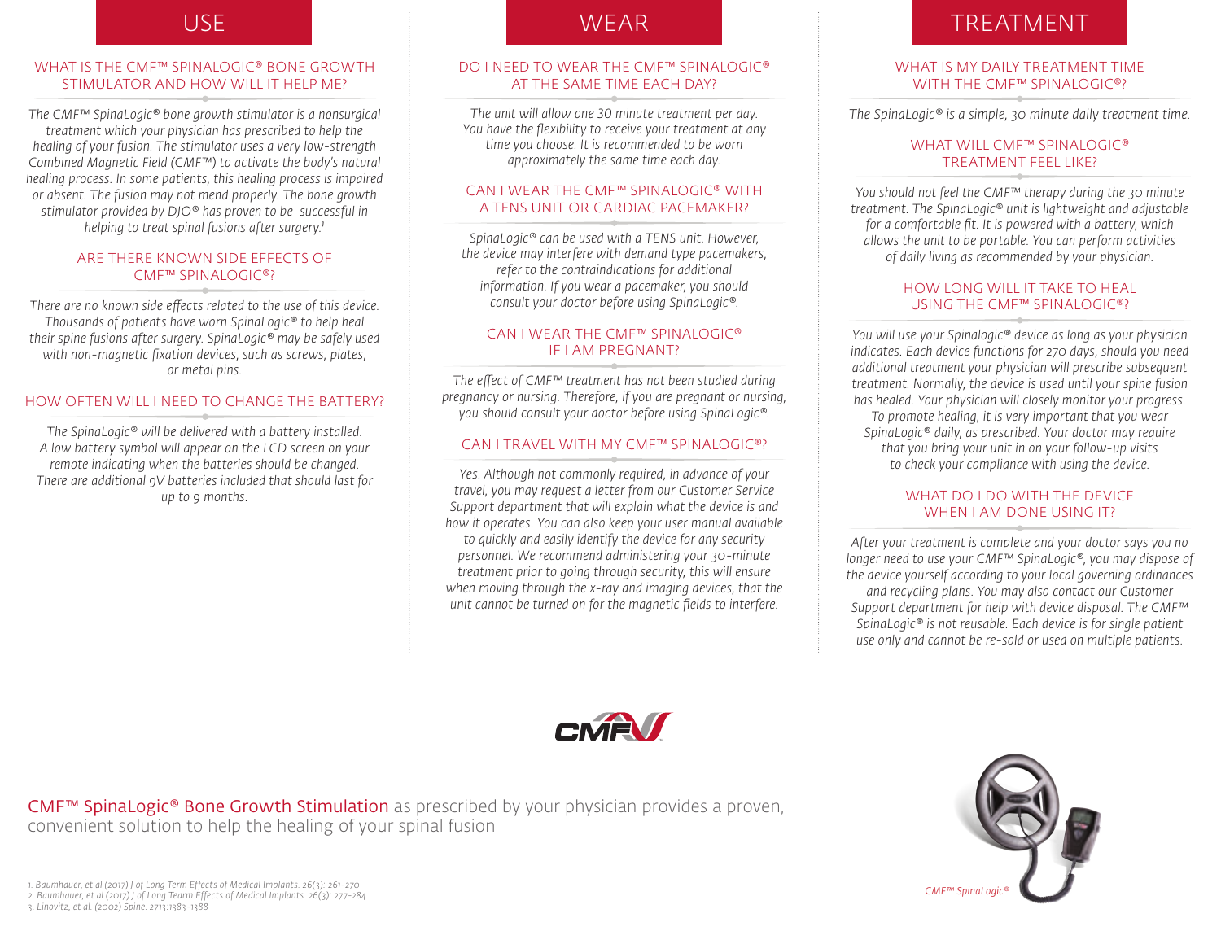## USE

### WHAT IS THE CMF™ SPINALOGIC® BONE GROWTH STIMULATOR AND HOW WILL IT HELP ME?

*The CMF™ SpinaLogic® bone growth stimulator is a nonsurgical treatment which your physician has prescribed to help the healing of your fusion. The stimulator uses a very low-strength Combined Magnetic Field (CMF™) to activate the body's natural healing process. In some patients, this healing process is impaired or absent. The fusion may not mend properly. The bone growth stimulator provided by DJO® has proven to be successful in helping to treat spinal fusions after surgery.[1]*

### ARE THERE KNOWN SIDE EFFECTS OF CMF™ SPINALOGIC®?

*There are no known side effects related to the use of this device. Thousands of patients have worn SpinaLogic® to help heal their spine fusions after surgery. SpinaLogic® may be safely used with non-magnetic fixation devices, such as screws, plates, or metal pins.*

### HOW OFTEN WILL I NEED TO CHANGE THE BATTERY?

*The SpinaLogic® will be delivered with a battery installed. A low battery symbol will appear on the LCD screen on your remote indicating when the batteries should be changed. There are additional 9V batteries included that should last for up to 9 months.*

## WEAR

### DO I NEED TO WEAR THE CMF™ SPINALOGIC® AT THE SAME TIME EACH DAY?

*The unit will allow one 30 minute treatment per day. You have the flexibility to receive your treatment at any time you choose. It is recommended to be worn approximately the same time each day.*

### CAN I WEAR THE CMF™ SPINALOGIC® WITH A TENS UNIT OR CARDIAC PACEMAKER?

*SpinaLogic® can be used with a TENS unit. However, the device may interfere with demand type pacemakers, refer to the contraindications for additional information. If you wear a pacemaker, you should consult your doctor before using SpinaLogic®.*

### CAN I WEAR THE CMF™ SPINALOGIC® IF I AM PREGNANT?

*The effect of CMF™ treatment has not been studied during pregnancy or nursing. Therefore, if you are pregnant or nursing, you should consult your doctor before using SpinaLogic®.*

### CAN I TRAVEL WITH MY CMF™ SPINALOGIC®?

*Yes. Although not commonly required, in advance of your travel, you may request a letter from our Customer Service Support department that will explain what the device is and how it operates. You can also keep your user manual available to quickly and easily identify the device for any security personnel. We recommend administering your 30-minute treatment prior to going through security, this will ensure when moving through the x-ray and imaging devices, that the unit cannot be turned on for the magnetic fields to interfere.*

## TREATMENT

### WHAT IS MY DAILY TREATMENT TIME WITH THE CMF™ SPINALOGIC®?

*The SpinaLogic® is a simple, 30 minute daily treatment time.*

### WHAT WILL CMF™ SPINALOGIC® TREATMENT FEEL LIKE?

*You should not feel the CMF™ therapy during the 30 minute treatment. The SpinaLogic® unit is lightweight and adjustable for a comfortable fit. It is powered with a battery, which allows the unit to be portable. You can perform activities of daily living as recommended by your physician.*

### HOW LONG WILL IT TAKE TO HEAL USING THE CMF™ SPINALOGIC®?

*You will use your Spinalogic® device as long as your physician indicates. Each device functions for 270 days, should you need additional treatment your physician will prescribe subsequent treatment. Normally, the device is used until your spine fusion has healed. Your physician will closely monitor your progress. To promote healing, it is very important that you wear SpinaLogic® daily, as prescribed. Your doctor may require that you bring your unit in on your follow-up visits to check your compliance with using the device.*

### WHAT DO I DO WITH THE DEVICE WHEN I AM DONE USING IT?

*After your treatment is complete and your doctor says you no longer need to use your CMF™ SpinaLogic®, you may dispose of the device yourself according to your local governing ordinances and recycling plans. You may also contact our Customer Support department for help with device disposal. The CMF™ SpinaLogic® is not reusable. Each device is for single patient use only and cannot be re-sold or used on multiple patients.*

CMF™ SpinaLogic® Bone Growth Stimulation as prescribed by your physician provides a proven, convenient solution to help the healing of your spinal fusion

*CMF™ SpinaLogic®*

1. Baumhauer, et al (2017) J of Long Term Effects of Medical Implants. 26(3): 261-270
2. Baumhauer, et al (2017) J of Long Tearm Effects of Medical Implants. 26(3): 277-284
3. Linovitz, et al. (2002) Spine. 2713:1383-1388